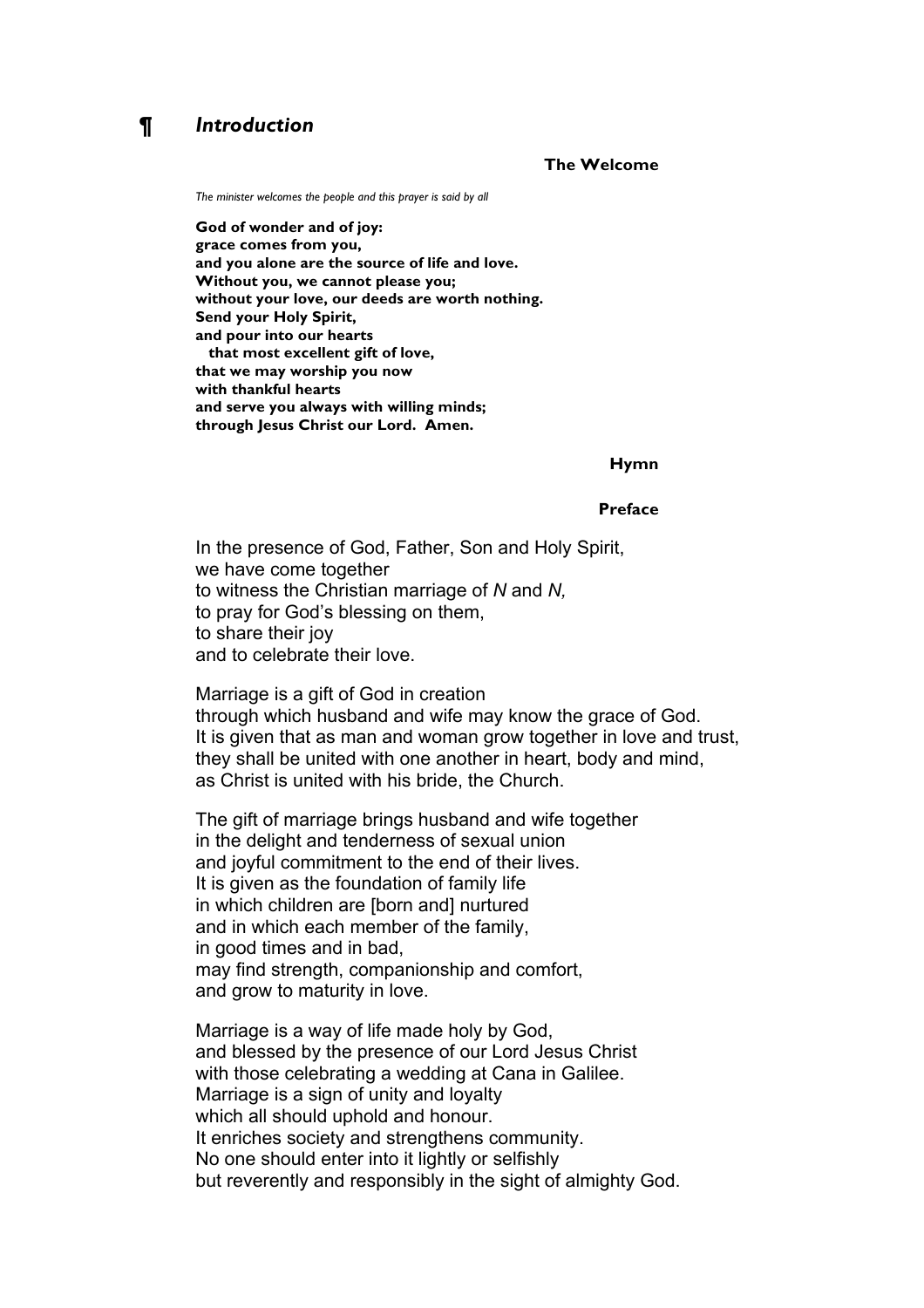# ¶ *Introduction*

### The Welcome

*The minister welcomes the people and this prayer is said by all*

**God of wonder and of joy:**
**grace comes from you,**
**and you alone are the source of life and love.**
**Without you, we cannot please you;**
**without your love, our deeds are worth nothing.**
**Send your Holy Spirit,**
**and pour into our hearts**
**that most excellent gift of love,**
**that we may worship you now**
**with thankful hearts**
**and serve you always with willing minds;**
**through Jesus Christ our Lord. Amen.**

### Hymn

### Preface

In the presence of God, Father, Son and Holy Spirit,
we have come together
to witness the Christian marriage of *N* and *N,*
to pray for God's blessing on them,
to share their joy
and to celebrate their love.

Marriage is a gift of God in creation
through which husband and wife may know the grace of God.
It is given that as man and woman grow together in love and trust,
they shall be united with one another in heart, body and mind,
as Christ is united with his bride, the Church.

The gift of marriage brings husband and wife together
in the delight and tenderness of sexual union
and joyful commitment to the end of their lives.
It is given as the foundation of family life
in which children are [born and] nurtured
and in which each member of the family,
in good times and in bad,
may find strength, companionship and comfort,
and grow to maturity in love.

Marriage is a way of life made holy by God,
and blessed by the presence of our Lord Jesus Christ
with those celebrating a wedding at Cana in Galilee.
Marriage is a sign of unity and loyalty
which all should uphold and honour.
It enriches society and strengthens community.
No one should enter into it lightly or selfishly
but reverently and responsibly in the sight of almighty God.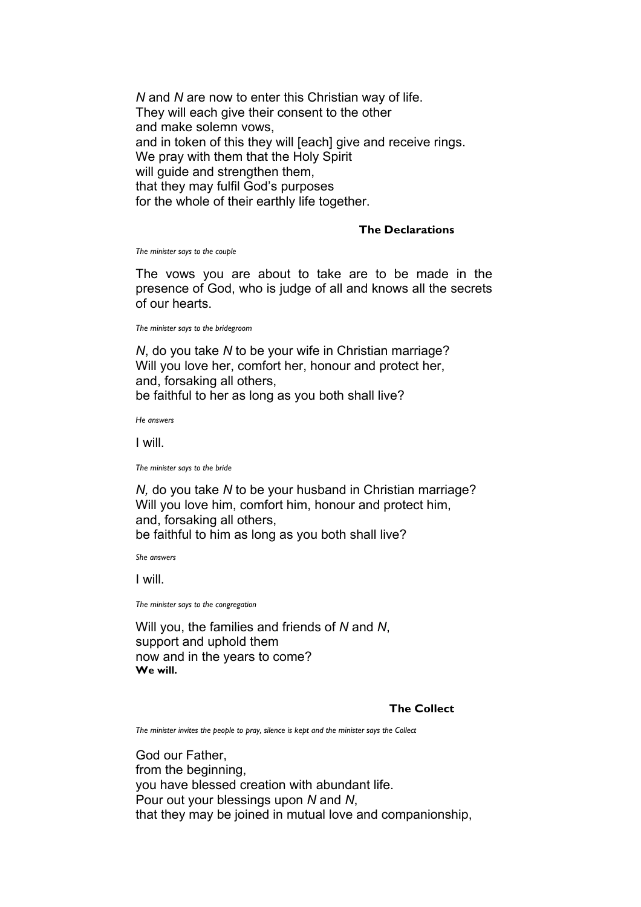*N* and *N* are now to enter this Christian way of life.
They will each give their consent to the other
and make solemn vows,
and in token of this they will [each] give and receive rings.
We pray with them that the Holy Spirit
will guide and strengthen them,
that they may fulfil God's purposes
for the whole of their earthly life together.

### The Declarations

*The minister says to the couple*

The vows you are about to take are to be made in the presence of God, who is judge of all and knows all the secrets of our hearts.

*The minister says to the bridegroom*

*N*, do you take *N* to be your wife in Christian marriage?
Will you love her, comfort her, honour and protect her,
and, forsaking all others,
be faithful to her as long as you both shall live?

*He answers*

I will.

*The minister says to the bride*

*N,* do you take *N* to be your husband in Christian marriage?
Will you love him, comfort him, honour and protect him,
and, forsaking all others,
be faithful to him as long as you both shall live?

*She answers*

I will.

*The minister says to the congregation*

Will you, the families and friends of *N* and *N*,
support and uphold them
now and in the years to come?
**We will.**

### The Collect

*The minister invites the people to pray, silence is kept and the minister says the Collect*

God our Father,
from the beginning,
you have blessed creation with abundant life.
Pour out your blessings upon *N* and *N*,
that they may be joined in mutual love and companionship,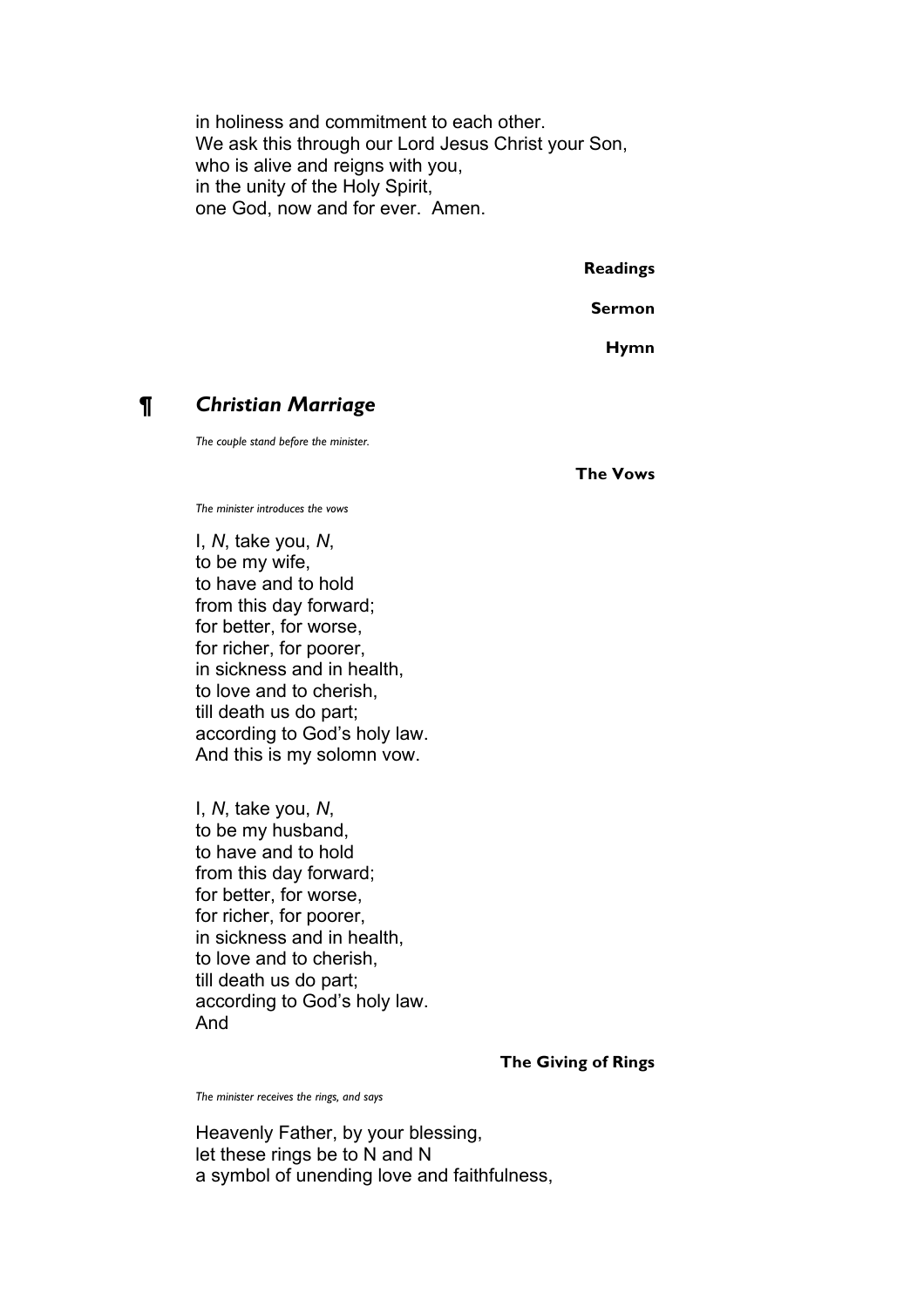in holiness and commitment to each other.
We ask this through our Lord Jesus Christ your Son,
who is alive and reigns with you,
in the unity of the Holy Spirit,
one God, now and for ever. Amen.

**Readings**

**Sermon**

**Hymn**

## ¶ *Christian Marriage*

*The couple stand before the minister.*

**The Vows**

*The minister introduces the vows*

I, *N*, take you, *N*,
to be my wife,
to have and to hold
from this day forward;
for better, for worse,
for richer, for poorer,
in sickness and in health,
to love and to cherish,
till death us do part;
according to God's holy law.
And this is my solomn vow.

I, *N*, take you, *N*,
to be my husband,
to have and to hold
from this day forward;
for better, for worse,
for richer, for poorer,
in sickness and in health,
to love and to cherish,
till death us do part;
according to God's holy law.
And

**The Giving of Rings**

*The minister receives the rings, and says*

Heavenly Father, by your blessing,
let these rings be to N and N
a symbol of unending love and faithfulness,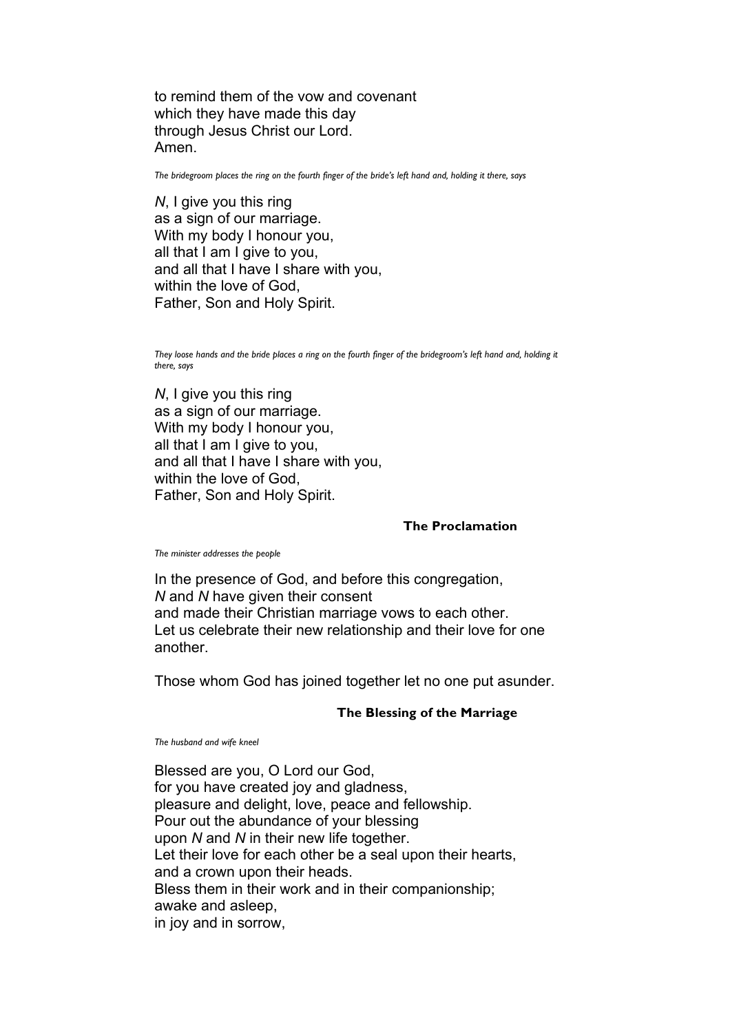to remind them of the vow and covenant
which they have made this day
through Jesus Christ our Lord.
Amen.

*The bridegroom places the ring on the fourth finger of the bride's left hand and, holding it there, says*

*N*, I give you this ring
as a sign of our marriage.
With my body I honour you,
all that I am I give to you,
and all that I have I share with you,
within the love of God,
Father, Son and Holy Spirit.

*They loose hands and the bride places a ring on the fourth finger of the bridegroom's left hand and, holding it there, says*

*N*, I give you this ring
as a sign of our marriage.
With my body I honour you,
all that I am I give to you,
and all that I have I share with you,
within the love of God,
Father, Son and Holy Spirit.

### The Proclamation

*The minister addresses the people*

In the presence of God, and before this congregation,
*N* and *N* have given their consent
and made their Christian marriage vows to each other.
Let us celebrate their new relationship and their love for one another.

Those whom God has joined together let no one put asunder.

### The Blessing of the Marriage

*The husband and wife kneel*

Blessed are you, O Lord our God,
for you have created joy and gladness,
pleasure and delight, love, peace and fellowship.
Pour out the abundance of your blessing
upon *N* and *N* in their new life together.
Let their love for each other be a seal upon their hearts,
and a crown upon their heads.
Bless them in their work and in their companionship;
awake and asleep,
in joy and in sorrow,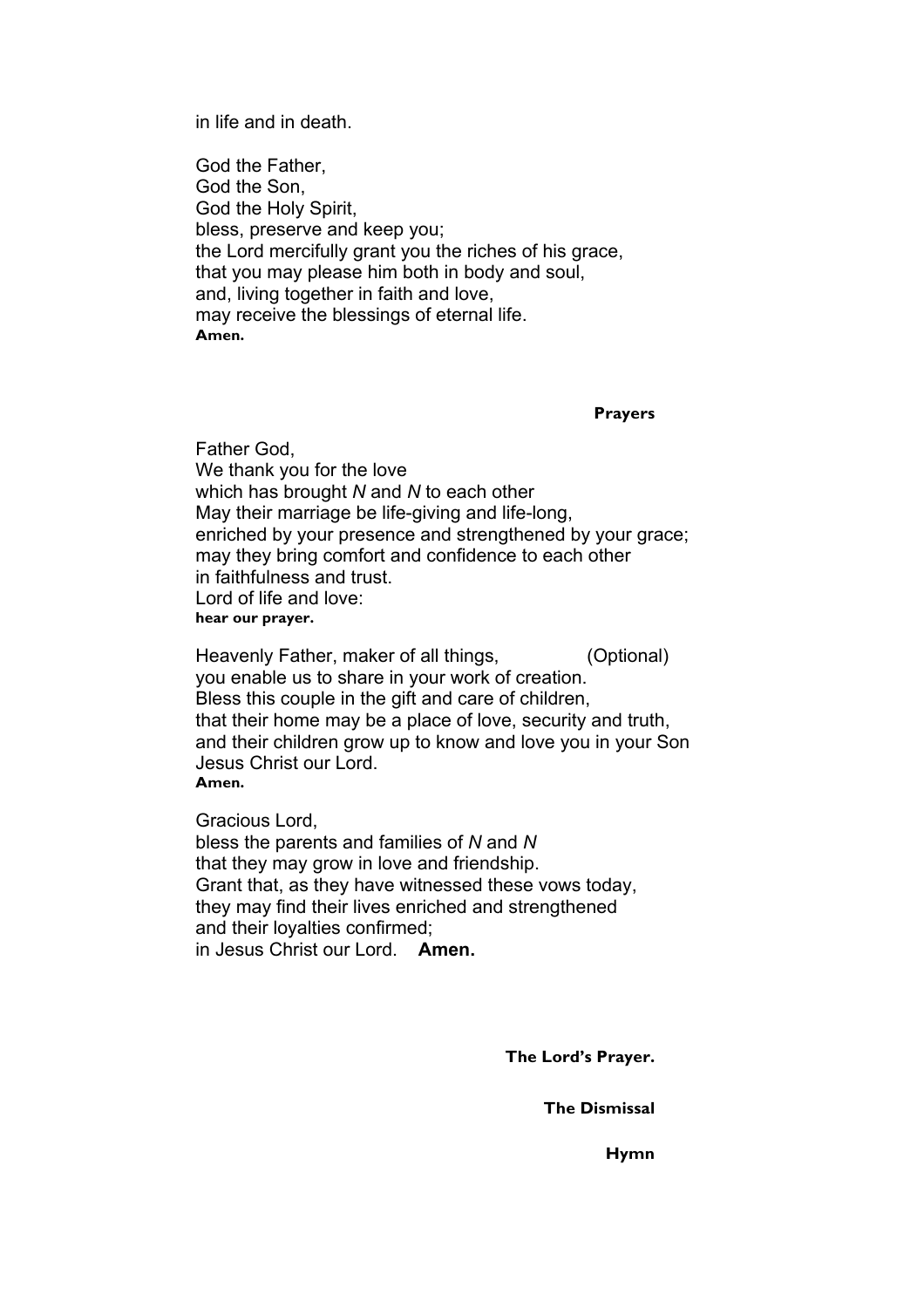in life and in death.

God the Father,
God the Son,
God the Holy Spirit,
bless, preserve and keep you;
the Lord mercifully grant you the riches of his grace,
that you may please him both in body and soul,
and, living together in faith and love,
may receive the blessings of eternal life.
**Amen.**

### Prayers

Father God,
We thank you for the love
which has brought *N* and *N* to each other
May their marriage be life-giving and life-long,
enriched by your presence and strengthened by your grace;
may they bring comfort and confidence to each other
in faithfulness and trust.
Lord of life and love:
**hear our prayer.**

Heavenly Father, maker of all things, (Optional)
you enable us to share in your work of creation.
Bless this couple in the gift and care of children,
that their home may be a place of love, security and truth,
and their children grow up to know and love you in your Son
Jesus Christ our Lord.
**Amen.**

Gracious Lord,
bless the parents and families of *N* and *N*
that they may grow in love and friendship.
Grant that, as they have witnessed these vows today,
they may find their lives enriched and strengthened
and their loyalties confirmed;
in Jesus Christ our Lord. **Amen.**

### The Lord's Prayer.

### The Dismissal

### Hymn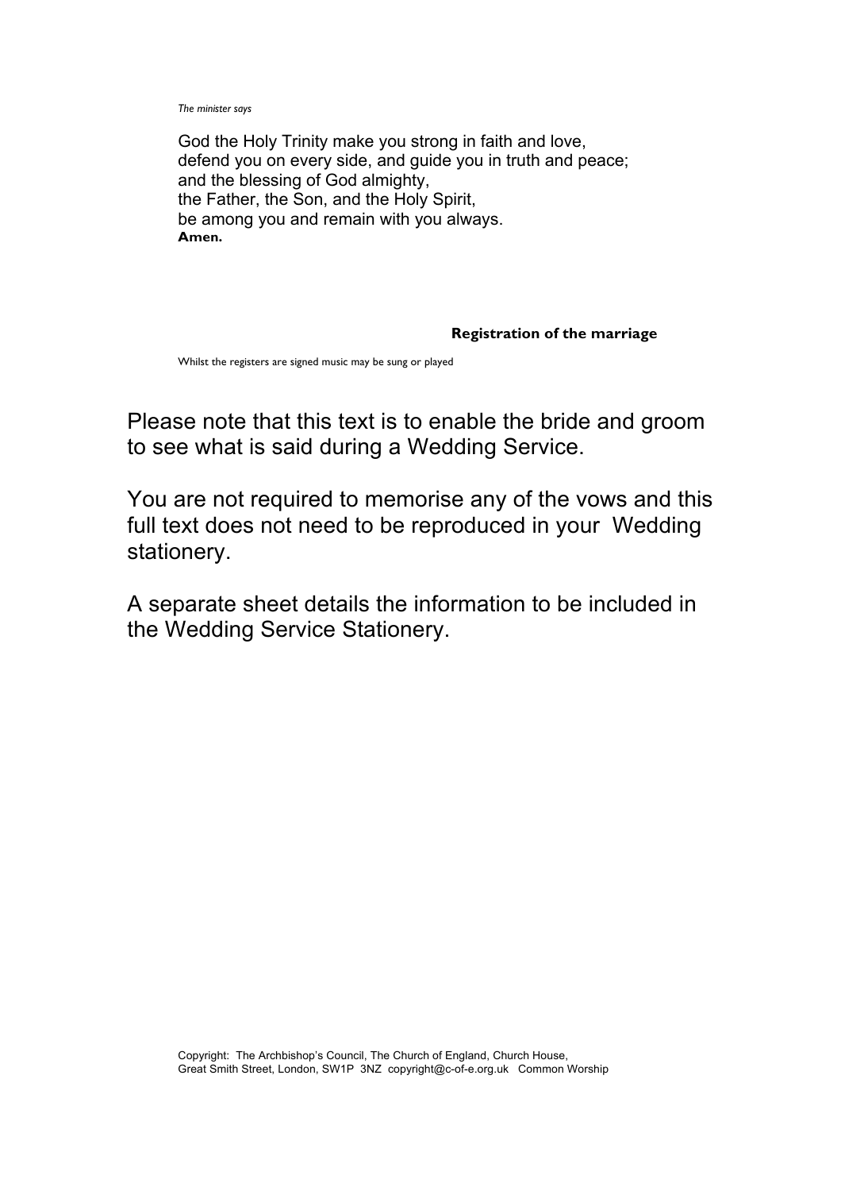*The minister says*

God the Holy Trinity make you strong in faith and love,
defend you on every side, and guide you in truth and peace;
and the blessing of God almighty,
the Father, the Son, and the Holy Spirit,
be among you and remain with you always.
**Amen.**

### Registration of the marriage

Whilst the registers are signed music may be sung or played

Please note that this text is to enable the bride and groom to see what is said during a Wedding Service.

You are not required to memorise any of the vows and this full text does not need to be reproduced in your Wedding stationery.

A separate sheet details the information to be included in the Wedding Service Stationery.

Copyright: The Archbishop's Council, The Church of England, Church House, Great Smith Street, London, SW1P 3NZ copyright@c-of-e.org.uk Common Worship